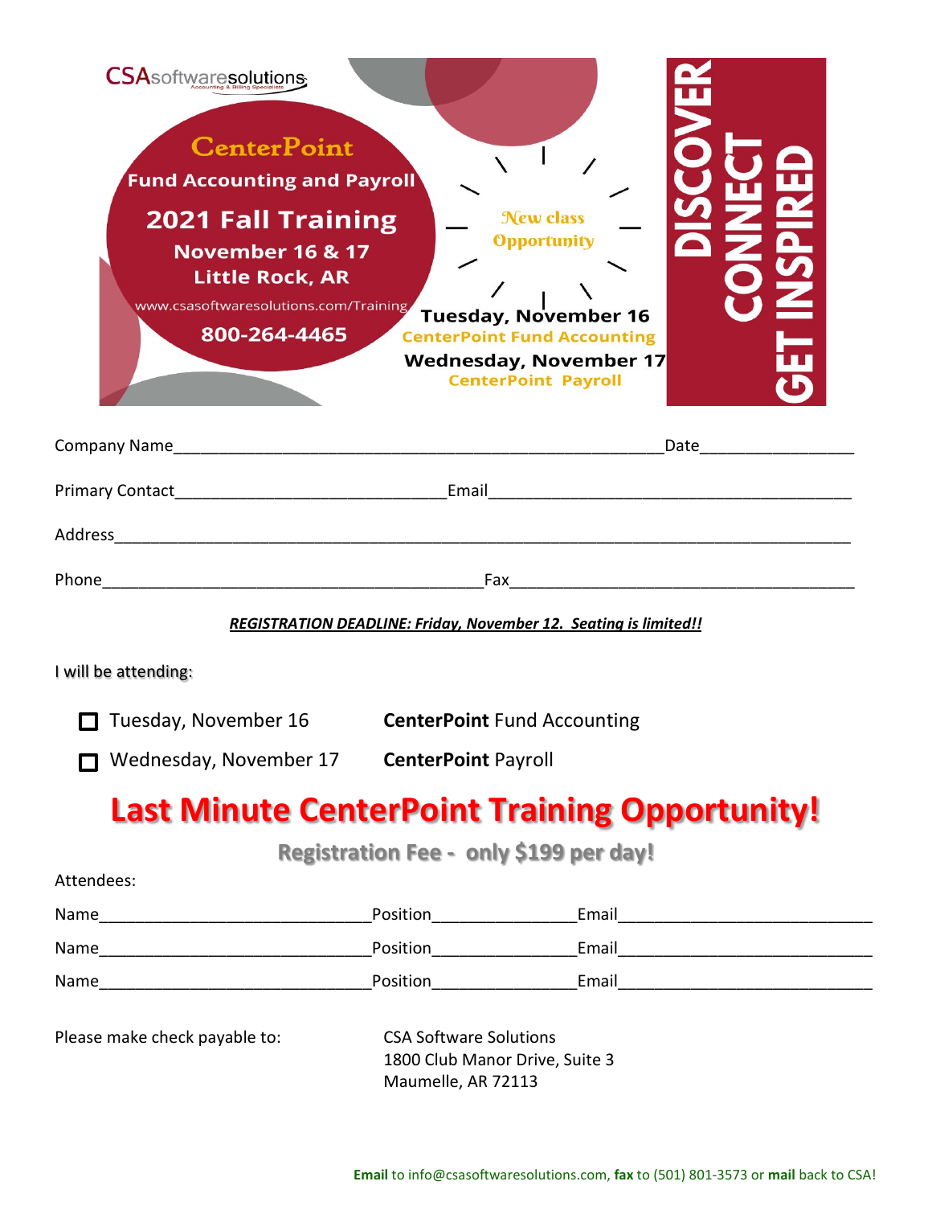CSAsoftwaresolutions
Accounting & Billing Specialists

# CenterPoint

## Fund Accounting and Payroll

## 2021 Fall Training

**November 16 & 17**
**Little Rock, AR**

www.csasoftwaresolutions.com/Training

**800-264-4465**

New class Opportunity

**Tuesday, November 16**
CenterPoint Fund Accounting

**Wednesday, November 17**
CenterPoint Payroll

**DISCOVER CONNECT GET INSPIRED**

Company Name_______________________________________________________Date_________________

Primary Contact______________________________Email________________________________________

Address______________________________________________________________________________

Phone__________________________________________Fax______________________________________

***REGISTRATION DEADLINE: Friday, November 12. Seating is limited!!***

I will be attending:

- ☐ Tuesday, November 16 — **CenterPoint** Fund Accounting
- ☐ Wednesday, November 17 — **CenterPoint** Payroll

# Last Minute CenterPoint Training Opportunity!

**Registration Fee - only $199 per day!**

Attendees:

Name______________________________Position_______________Email___________________________

Name______________________________Position_______________Email___________________________

Name______________________________Position_______________Email___________________________

Please make check payable to:

CSA Software Solutions
1800 Club Manor Drive, Suite 3
Maumelle, AR 72113

**Email** to info@csasoftwaresolutions.com, **fax** to (501) 801-3573 or **mail** back to CSA!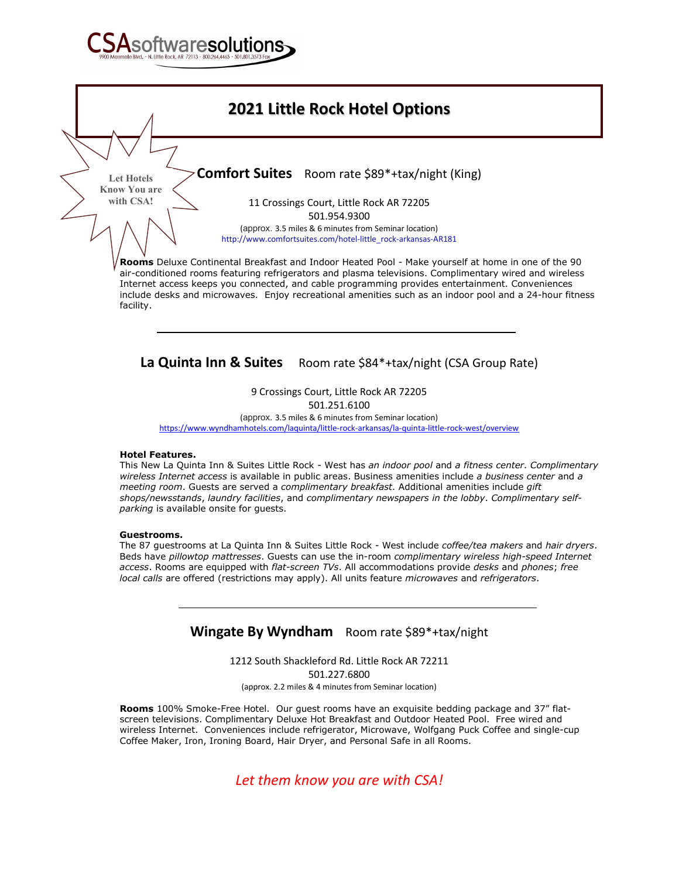CSAsoftwaresolutions

9900 Maumelle Blvd. • N. Little Rock, AR 72113 • 800.264.4465 • 501.801.3573 Fax

# 2021 Little Rock Hotel Options

Let Hotels Know You are with CSA!

## Comfort Suites Room rate $89*+tax/night (King)

11 Crossings Court, Little Rock AR 72205
501.954.9300
(approx. 3.5 miles & 6 minutes from Seminar location)
http://www.comfortsuites.com/hotel-little_rock-arkansas-AR181

**Rooms** Deluxe Continental Breakfast and Indoor Heated Pool - Make yourself at home in one of the 90 air-conditioned rooms featuring refrigerators and plasma televisions. Complimentary wired and wireless Internet access keeps you connected, and cable programming provides entertainment. Conveniences include desks and microwaves. Enjoy recreational amenities such as an indoor pool and a 24-hour fitness facility.

---

## La Quinta Inn & Suites Room rate $84*+tax/night (CSA Group Rate)

9 Crossings Court, Little Rock AR 72205
501.251.6100
(approx. 3.5 miles & 6 minutes from Seminar location)
https://www.wyndhamhotels.com/laquinta/little-rock-arkansas/la-quinta-little-rock-west/overview

**Hotel Features.**
This New La Quinta Inn & Suites Little Rock - West has *an indoor pool* and *a fitness center*. *Complimentary wireless Internet access* is available in public areas. Business amenities include *a business center* and *a meeting room*. Guests are served a *complimentary breakfast*. Additional amenities include *gift shops/newsstands*, *laundry facilities*, and *complimentary newspapers in the lobby*. *Complimentary self-parking* is available onsite for guests.

**Guestrooms.**
The 87 guestrooms at La Quinta Inn & Suites Little Rock - West include *coffee/tea makers* and *hair dryers*. Beds have *pillowtop mattresses*. Guests can use the in-room *complimentary wireless high-speed Internet access*. Rooms are equipped with *flat-screen TVs*. All accommodations provide *desks* and *phones*; *free local calls* are offered (restrictions may apply). All units feature *microwaves* and *refrigerators*.

---

## Wingate By Wyndham Room rate $89*+tax/night

1212 South Shackleford Rd. Little Rock AR 72211
501.227.6800
(approx. 2.2 miles & 4 minutes from Seminar location)

**Rooms** 100% Smoke-Free Hotel. Our guest rooms have an exquisite bedding package and 37" flat-screen televisions. Complimentary Deluxe Hot Breakfast and Outdoor Heated Pool. Free wired and wireless Internet. Conveniences include refrigerator, Microwave, Wolfgang Puck Coffee and single-cup Coffee Maker, Iron, Ironing Board, Hair Dryer, and Personal Safe in all Rooms.

*Let them know you are with CSA!*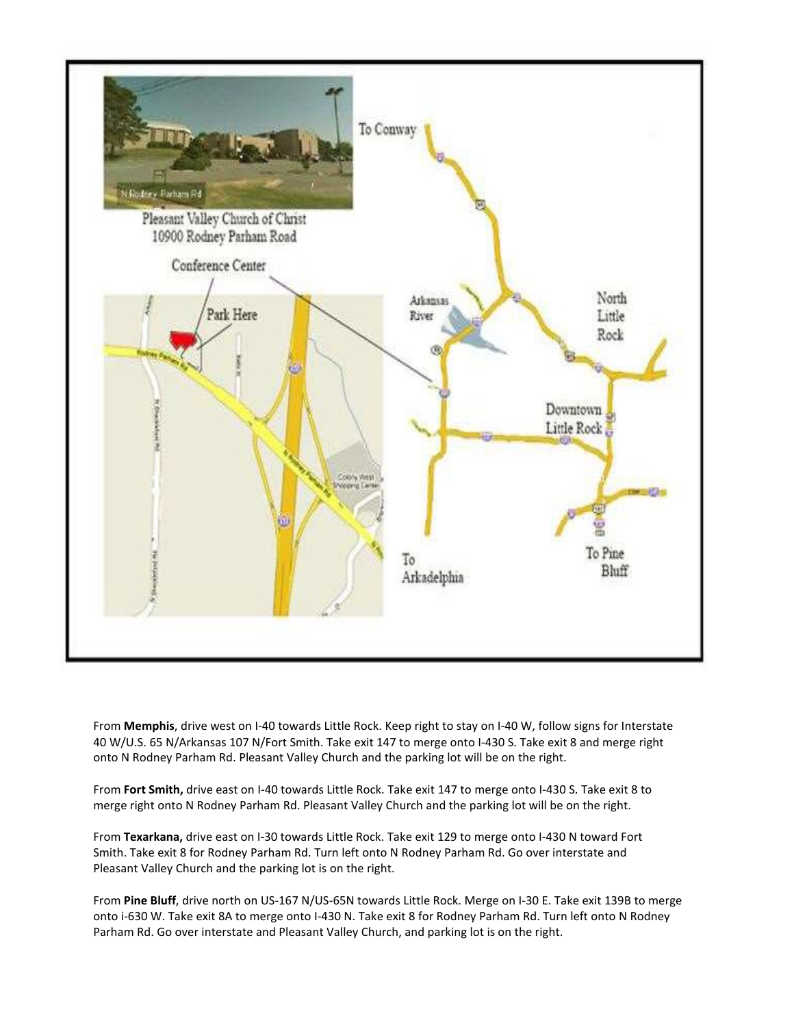To Conway

Pleasant Valley Church of Christ
10900 Rodney Parham Road

Conference Center

Park Here

Arkansas River

North Little Rock

Downtown Little Rock

To Arkadelphia

To Pine Bluff

From **Memphis**, drive west on I-40 towards Little Rock. Keep right to stay on I-40 W, follow signs for Interstate 40 W/U.S. 65 N/Arkansas 107 N/Fort Smith. Take exit 147 to merge onto I-430 S. Take exit 8 and merge right onto N Rodney Parham Rd. Pleasant Valley Church and the parking lot will be on the right.

From **Fort Smith,** drive east on I-40 towards Little Rock. Take exit 147 to merge onto I-430 S. Take exit 8 to merge right onto N Rodney Parham Rd. Pleasant Valley Church and the parking lot will be on the right.

From **Texarkana,** drive east on I-30 towards Little Rock. Take exit 129 to merge onto I-430 N toward Fort Smith. Take exit 8 for Rodney Parham Rd. Turn left onto N Rodney Parham Rd. Go over interstate and Pleasant Valley Church and the parking lot is on the right.

From **Pine Bluff**, drive north on US-167 N/US-65N towards Little Rock. Merge on I-30 E. Take exit 139B to merge onto i-630 W. Take exit 8A to merge onto I-430 N. Take exit 8 for Rodney Parham Rd. Turn left onto N Rodney Parham Rd. Go over interstate and Pleasant Valley Church, and parking lot is on the right.